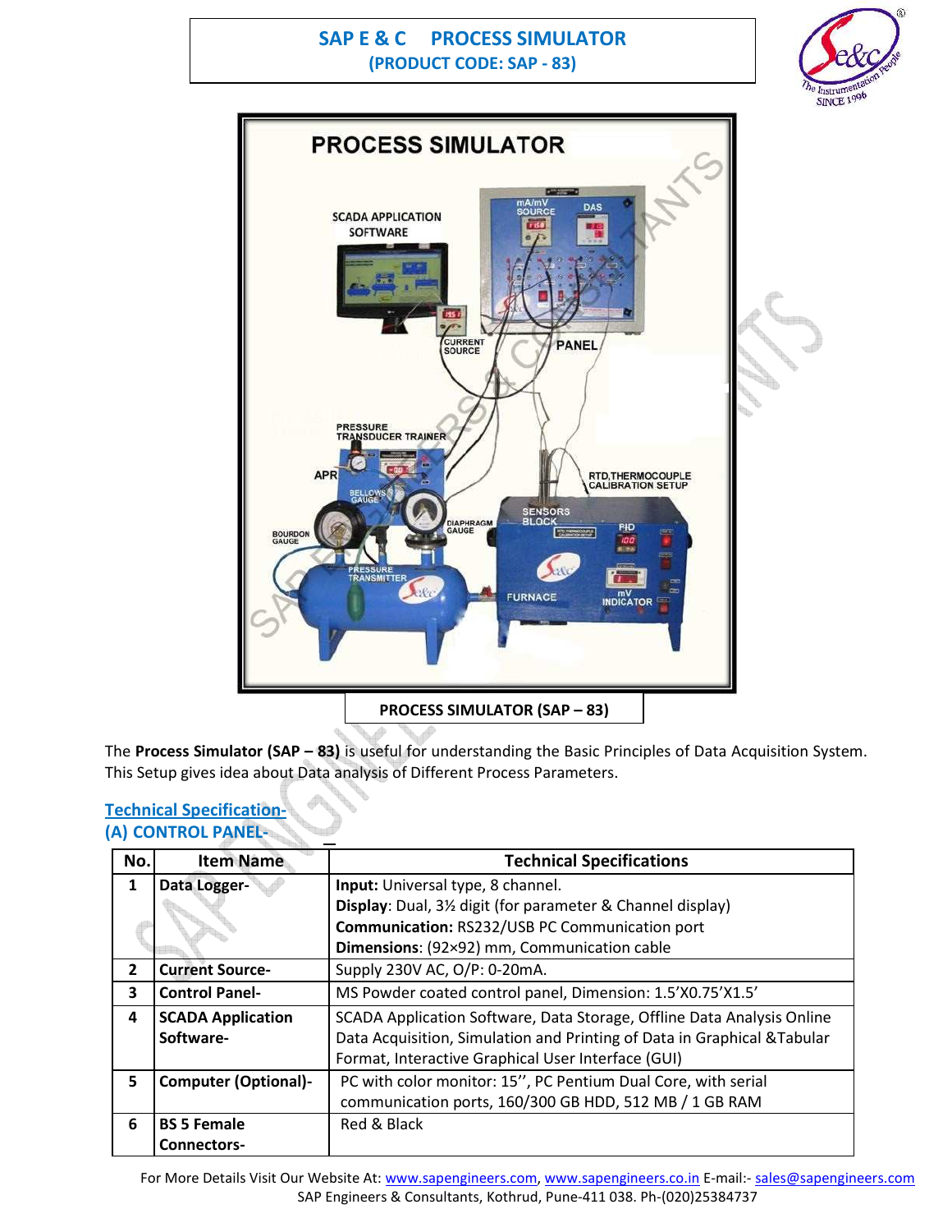# SAP E & C PROCESS SIMULATOR

## (PRODUCT CODE: SAP - 83)

PROCESS SIMULATOR (SAP – 83)

The **Process Simulator (SAP – 83)** is useful for understanding the Basic Principles of Data Acquisition System. This Setup gives idea about Data analysis of Different Process Parameters.

## Technical Specification-

### (A) CONTROL PANEL-

| No. | Item Name | Technical Specifications |
|---|---|---|
| 1 | **Data Logger-** | **Input:** Universal type, 8 channel.<br>**Display**: Dual, 3½ digit (for parameter & Channel display)<br>**Communication:** RS232/USB PC Communication port<br>**Dimensions**: (92×92) mm, Communication cable |
| 2 | **Current Source-** | Supply 230V AC, O/P: 0-20mA. |
| 3 | **Control Panel-** | MS Powder coated control panel, Dimension: 1.5'X0.75'X1.5' |
| 4 | **SCADA Application Software-** | SCADA Application Software, Data Storage, Offline Data Analysis Online Data Acquisition, Simulation and Printing of Data in Graphical &Tabular Format, Interactive Graphical User Interface (GUI) |
| 5 | **Computer (Optional)-** | PC with color monitor: 15'', PC Pentium Dual Core, with serial communication ports, 160/300 GB HDD, 512 MB / 1 GB RAM |
| 6 | **BS 5 Female Connectors-** | Red & Black |

For More Details Visit Our Website At: www.sapengineers.com, www.sapengineers.co.in E-mail:- sales@sapengineers.com
SAP Engineers & Consultants, Kothrud, Pune-411 038. Ph-(020)25384737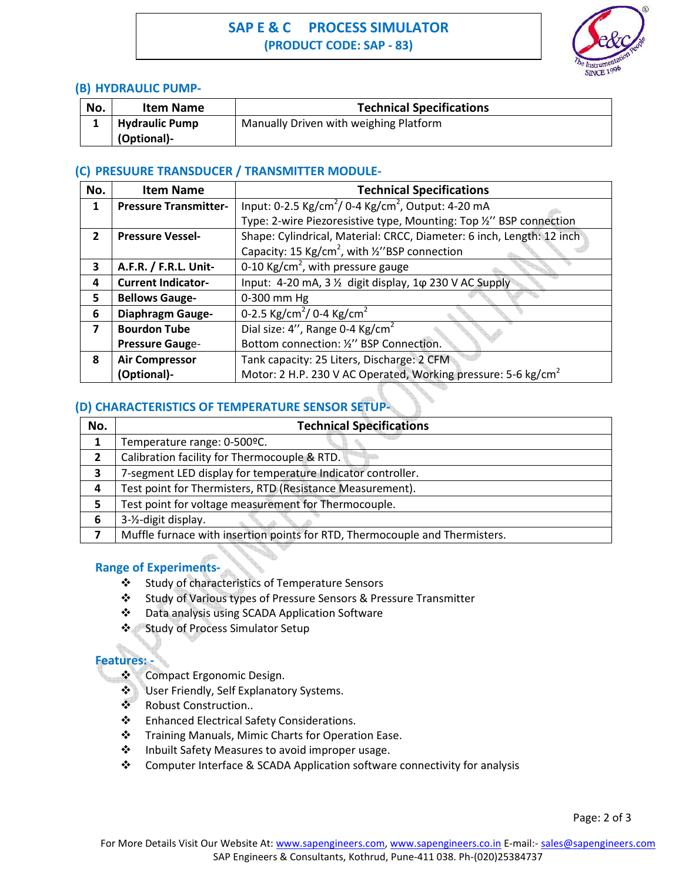# SAP E & C PROCESS SIMULATOR
**(PRODUCT CODE: SAP - 83)**

## (B) HYDRAULIC PUMP-

| No. | Item Name | Technical Specifications |
|---|---|---|
| 1 | **Hydraulic Pump (Optional)-** | Manually Driven with weighing Platform |

## (C) PRESUURE TRANSDUCER / TRANSMITTER MODULE-

| No. | Item Name | Technical Specifications |
|---|---|---|
| 1 | **Pressure Transmitter-** | Input: 0-2.5 Kg/cm$^2$/ 0-4 Kg/cm$^2$, Output: 4-20 mA<br>Type: 2-wire Piezoresistive type, Mounting: Top ½'' BSP connection |
| 2 | **Pressure Vessel-** | Shape: Cylindrical, Material: CRCC, Diameter: 6 inch, Length: 12 inch<br>Capacity: 15 Kg/cm$^2$, with ½''BSP connection |
| 3 | **A.F.R. / F.R.L. Unit-** | 0-10 Kg/cm$^2$, with pressure gauge |
| 4 | **Current Indicator-** | Input: 4-20 mA, 3 ½ digit display, 1φ 230 V AC Supply |
| 5 | **Bellows Gauge-** | 0-300 mm Hg |
| 6 | **Diaphragm Gauge-** | 0-2.5 Kg/cm$^2$/ 0-4 Kg/cm$^2$ |
| 7 | **Bourdon Tube Pressure Gauge-** | Dial size: 4'', Range 0-4 Kg/cm$^2$<br>Bottom connection: ½'' BSP Connection. |
| 8 | **Air Compressor (Optional)-** | Tank capacity: 25 Liters, Discharge: 2 CFM<br>Motor: 2 H.P. 230 V AC Operated, Working pressure: 5-6 kg/cm$^2$ |

## (D) CHARACTERISTICS OF TEMPERATURE SENSOR SETUP-

| No. | Technical Specifications |
|---|---|
| 1 | Temperature range: 0-500ºC. |
| 2 | Calibration facility for Thermocouple & RTD. |
| 3 | 7-segment LED display for temperature Indicator controller. |
| 4 | Test point for Thermisters, RTD (Resistance Measurement). |
| 5 | Test point for voltage measurement for Thermocouple. |
| 6 | 3-½-digit display. |
| 7 | Muffle furnace with insertion points for RTD, Thermocouple and Thermisters. |

## Range of Experiments-

- Study of characteristics of Temperature Sensors
- Study of Various types of Pressure Sensors & Pressure Transmitter
- Data analysis using SCADA Application Software
- Study of Process Simulator Setup

## Features: -

- Compact Ergonomic Design.
- User Friendly, Self Explanatory Systems.
- Robust Construction..
- Enhanced Electrical Safety Considerations.
- Training Manuals, Mimic Charts for Operation Ease.
- Inbuilt Safety Measures to avoid improper usage.
- Computer Interface & SCADA Application software connectivity for analysis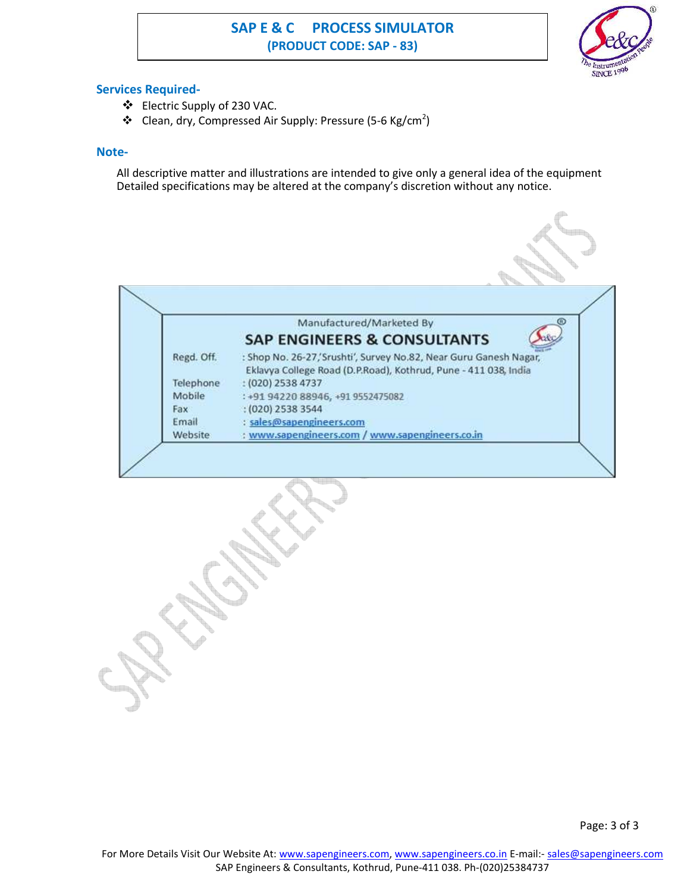## Services Required-

- Electric Supply of 230 VAC.
- Clean, dry, Compressed Air Supply: Pressure (5-6 Kg/$cm^2$)

## Note-

All descriptive matter and illustrations are intended to give only a general idea of the equipment Detailed specifications may be altered at the company's discretion without any notice.

Manufactured/Marketed By

**SAP ENGINEERS & CONSULTANTS**

| | |
|---|---|
| Regd. Off. | : Shop No. 26-27,'Srushti', Survey No.82, Near Guru Ganesh Nagar, Eklavya College Road (D.P.Road), Kothrud, Pune - 411 038, India |
| Telephone | : (020) 2538 4737 |
| Mobile | : +91 94220 88946, +91 9552475082 |
| Fax | : (020) 2538 3544 |
| Email | : sales@sapengineers.com |
| Website | : www.sapengineers.com / www.sapengineers.co.in |